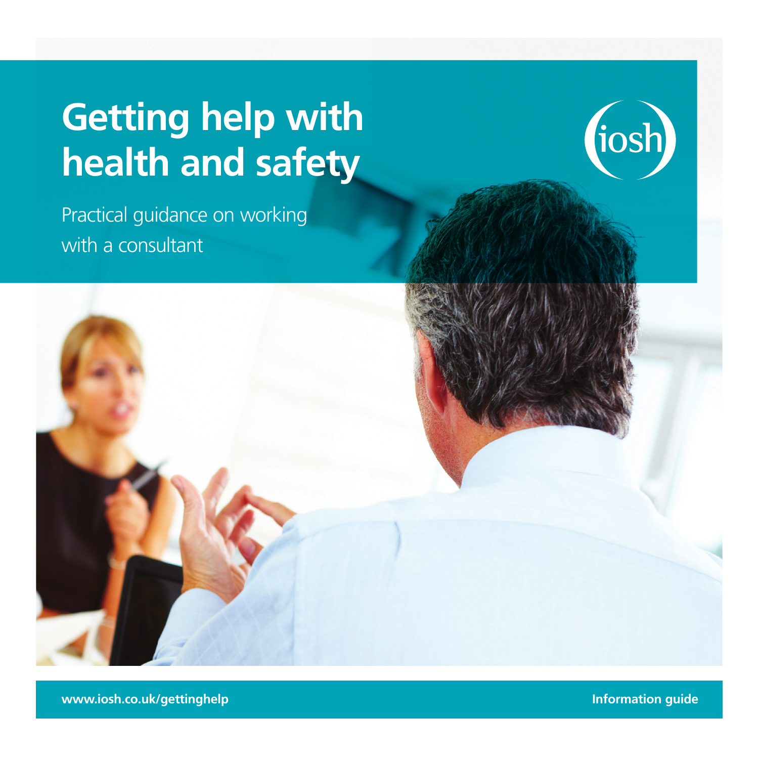# Getting help with health and safety

Practical guidance on working with a consultant

iosh

www.iosh.co.uk/gettinghelp

Information guide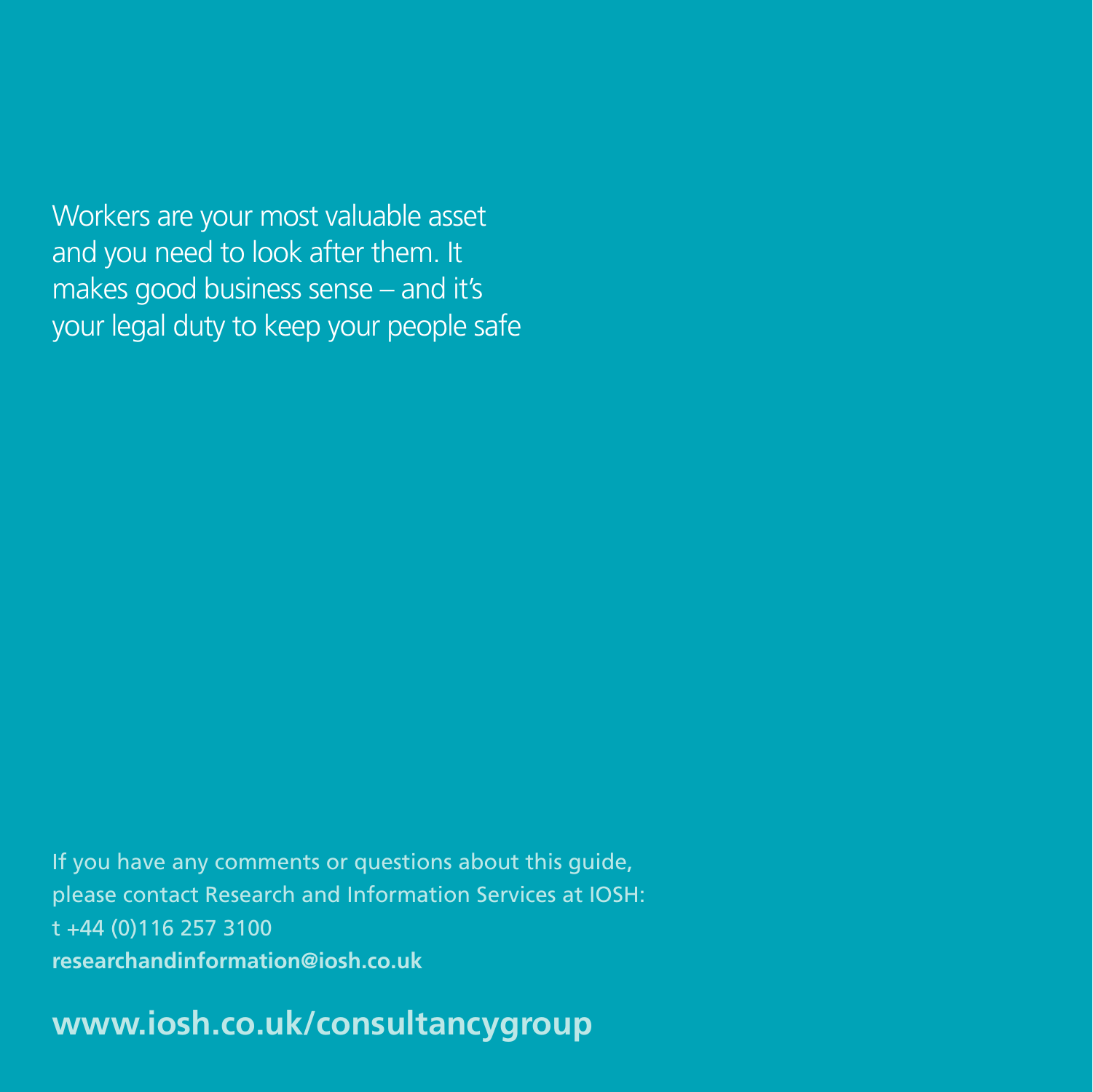Workers are your most valuable asset and you need to look after them. It makes good business sense – and it's your legal duty to keep your people safe

If you have any comments or questions about this guide, please contact Research and Information Services at IOSH:
t +44 (0)116 257 3100
**researchandinformation@iosh.co.uk**

**www.iosh.co.uk/consultancygroup**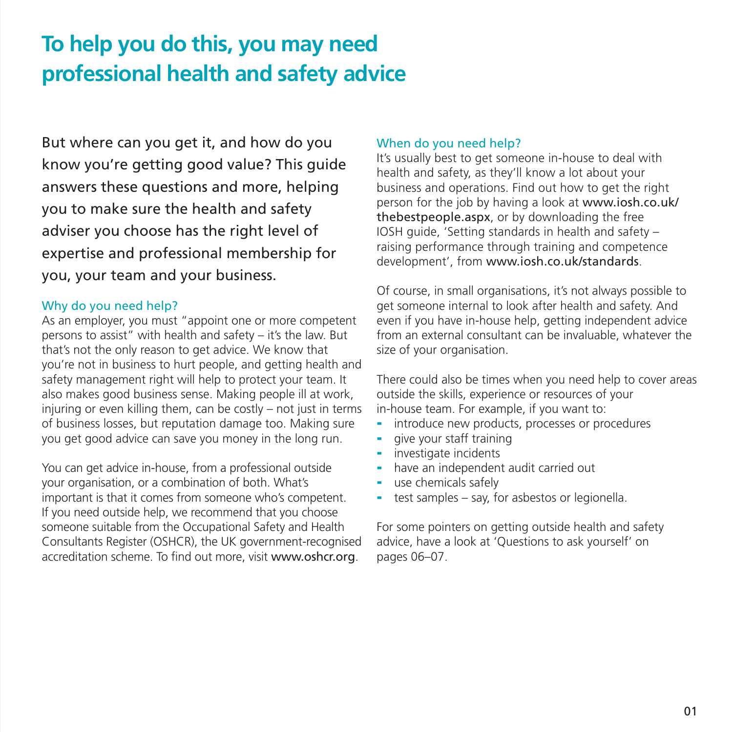# To help you do this, you may need professional health and safety advice

But where can you get it, and how do you know you're getting good value? This guide answers these questions and more, helping you to make sure the health and safety adviser you choose has the right level of expertise and professional membership for you, your team and your business.

### Why do you need help?

As an employer, you must "appoint one or more competent persons to assist" with health and safety – it's the law. But that's not the only reason to get advice. We know that you're not in business to hurt people, and getting health and safety management right will help to protect your team. It also makes good business sense. Making people ill at work, injuring or even killing them, can be costly – not just in terms of business losses, but reputation damage too. Making sure you get good advice can save you money in the long run.

You can get advice in-house, from a professional outside your organisation, or a combination of both. What's important is that it comes from someone who's competent. If you need outside help, we recommend that you choose someone suitable from the Occupational Safety and Health Consultants Register (OSHCR), the UK government-recognised accreditation scheme. To find out more, visit www.oshcr.org.

### When do you need help?

It's usually best to get someone in-house to deal with health and safety, as they'll know a lot about your business and operations. Find out how to get the right person for the job by having a look at www.iosh.co.uk/thebestpeople.aspx, or by downloading the free IOSH guide, 'Setting standards in health and safety – raising performance through training and competence development', from www.iosh.co.uk/standards.

Of course, in small organisations, it's not always possible to get someone internal to look after health and safety. And even if you have in-house help, getting independent advice from an external consultant can be invaluable, whatever the size of your organisation.

There could also be times when you need help to cover areas outside the skills, experience or resources of your in-house team. For example, if you want to:

- introduce new products, processes or procedures
- give your staff training
- investigate incidents
- have an independent audit carried out
- use chemicals safely
- test samples – say, for asbestos or legionella.

For some pointers on getting outside health and safety advice, have a look at 'Questions to ask yourself' on pages 06–07.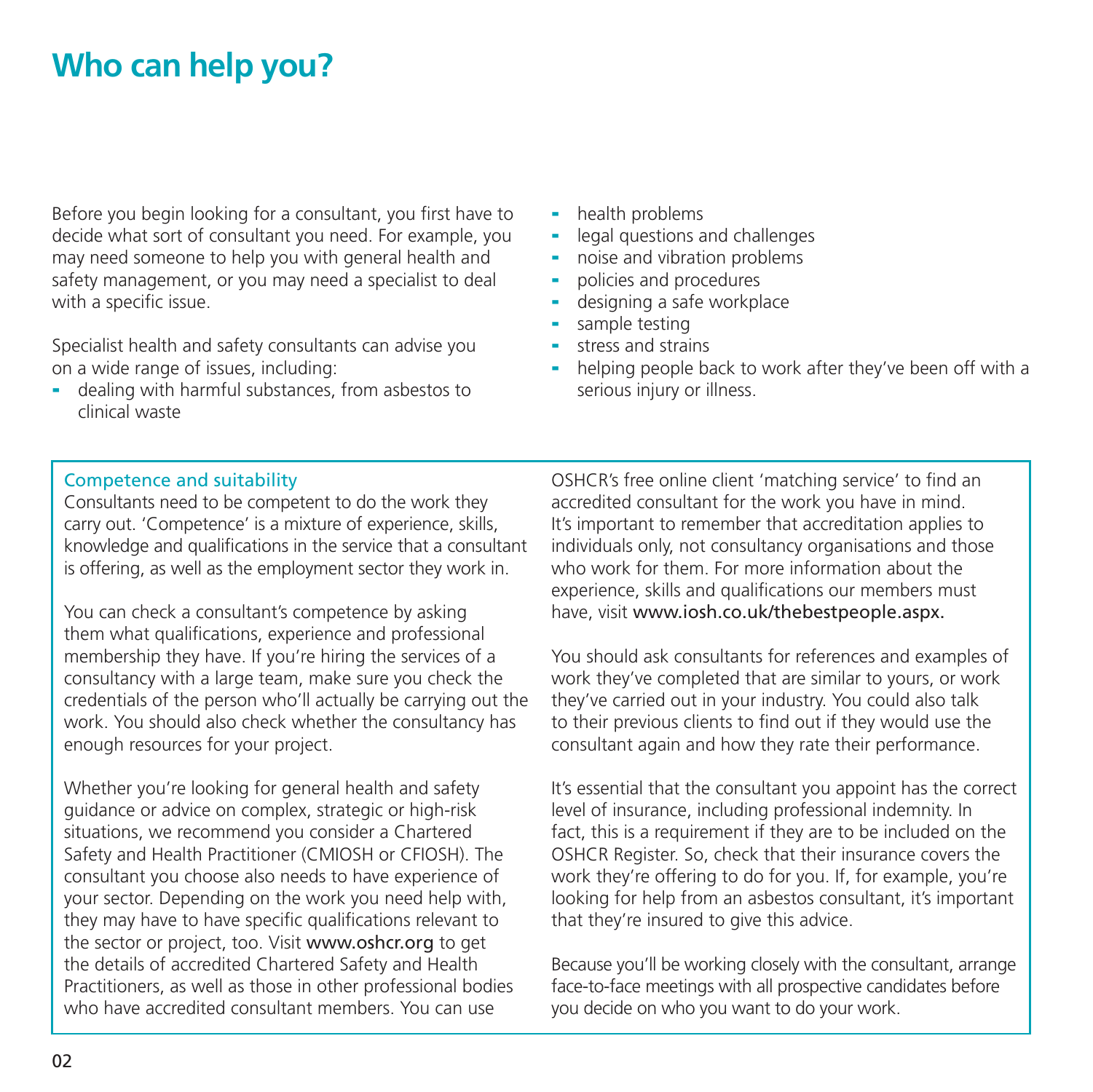# Who can help you?

Before you begin looking for a consultant, you first have to decide what sort of consultant you need. For example, you may need someone to help you with general health and safety management, or you may need a specialist to deal with a specific issue.

Specialist health and safety consultants can advise you on a wide range of issues, including:

- dealing with harmful substances, from asbestos to clinical waste
- health problems
- legal questions and challenges
- noise and vibration problems
- policies and procedures
- designing a safe workplace
- sample testing
- stress and strains
- helping people back to work after they've been off with a serious injury or illness.

## Competence and suitability

Consultants need to be competent to do the work they carry out. 'Competence' is a mixture of experience, skills, knowledge and qualifications in the service that a consultant is offering, as well as the employment sector they work in.

You can check a consultant's competence by asking them what qualifications, experience and professional membership they have. If you're hiring the services of a consultancy with a large team, make sure you check the credentials of the person who'll actually be carrying out the work. You should also check whether the consultancy has enough resources for your project.

Whether you're looking for general health and safety guidance or advice on complex, strategic or high-risk situations, we recommend you consider a Chartered Safety and Health Practitioner (CMIOSH or CFIOSH). The consultant you choose also needs to have experience of your sector. Depending on the work you need help with, they may have to have specific qualifications relevant to the sector or project, too. Visit www.oshcr.org to get the details of accredited Chartered Safety and Health Practitioners, as well as those in other professional bodies who have accredited consultant members. You can use OSHCR's free online client 'matching service' to find an accredited consultant for the work you have in mind. It's important to remember that accreditation applies to individuals only, not consultancy organisations and those who work for them. For more information about the experience, skills and qualifications our members must have, visit www.iosh.co.uk/thebestpeople.aspx.

You should ask consultants for references and examples of work they've completed that are similar to yours, or work they've carried out in your industry. You could also talk to their previous clients to find out if they would use the consultant again and how they rate their performance.

It's essential that the consultant you appoint has the correct level of insurance, including professional indemnity. In fact, this is a requirement if they are to be included on the OSHCR Register. So, check that their insurance covers the work they're offering to do for you. If, for example, you're looking for help from an asbestos consultant, it's important that they're insured to give this advice.

Because you'll be working closely with the consultant, arrange face-to-face meetings with all prospective candidates before you decide on who you want to do your work.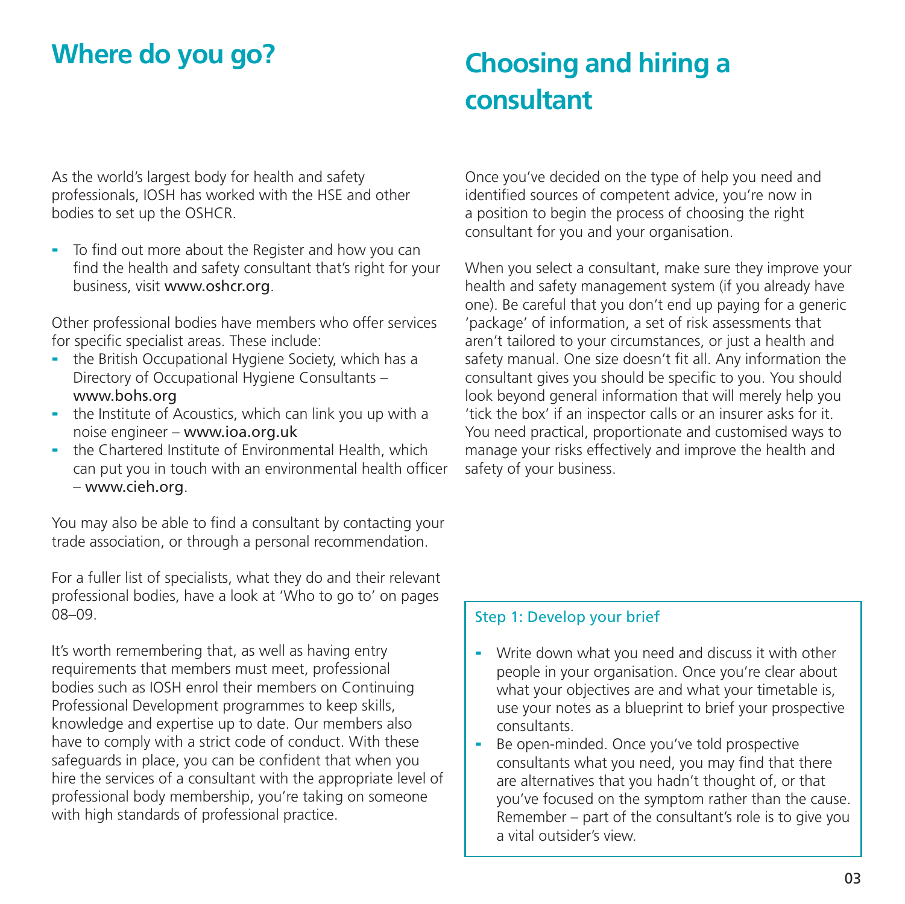## Where do you go?

As the world's largest body for health and safety professionals, IOSH has worked with the HSE and other bodies to set up the OSHCR.

- To find out more about the Register and how you can find the health and safety consultant that's right for your business, visit www.oshcr.org.

Other professional bodies have members who offer services for specific specialist areas. These include:

- the British Occupational Hygiene Society, which has a Directory of Occupational Hygiene Consultants – www.bohs.org
- the Institute of Acoustics, which can link you up with a noise engineer – www.ioa.org.uk
- the Chartered Institute of Environmental Health, which can put you in touch with an environmental health officer – www.cieh.org.

You may also be able to find a consultant by contacting your trade association, or through a personal recommendation.

For a fuller list of specialists, what they do and their relevant professional bodies, have a look at 'Who to go to' on pages 08–09.

It's worth remembering that, as well as having entry requirements that members must meet, professional bodies such as IOSH enrol their members on Continuing Professional Development programmes to keep skills, knowledge and expertise up to date. Our members also have to comply with a strict code of conduct. With these safeguards in place, you can be confident that when you hire the services of a consultant with the appropriate level of professional body membership, you're taking on someone with high standards of professional practice.

## Choosing and hiring a consultant

Once you've decided on the type of help you need and identified sources of competent advice, you're now in a position to begin the process of choosing the right consultant for you and your organisation.

When you select a consultant, make sure they improve your health and safety management system (if you already have one). Be careful that you don't end up paying for a generic 'package' of information, a set of risk assessments that aren't tailored to your circumstances, or just a health and safety manual. One size doesn't fit all. Any information the consultant gives you should be specific to you. You should look beyond general information that will merely help you 'tick the box' if an inspector calls or an insurer asks for it. You need practical, proportionate and customised ways to manage your risks effectively and improve the health and safety of your business.

### Step 1: Develop your brief

- Write down what you need and discuss it with other people in your organisation. Once you're clear about what your objectives are and what your timetable is, use your notes as a blueprint to brief your prospective consultants.
- Be open-minded. Once you've told prospective consultants what you need, you may find that there are alternatives that you hadn't thought of, or that you've focused on the symptom rather than the cause. Remember – part of the consultant's role is to give you a vital outsider's view.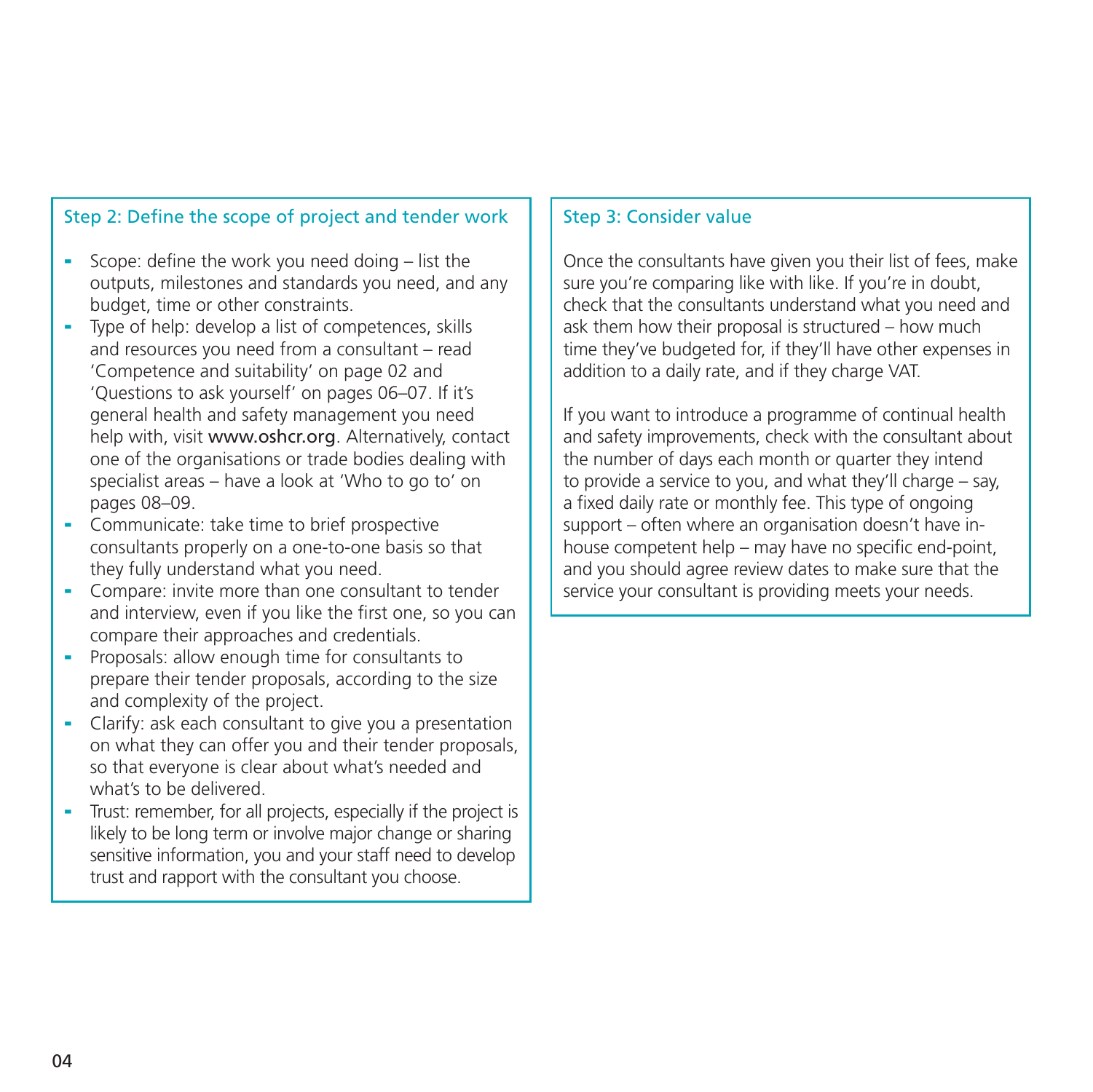### Step 2: Define the scope of project and tender work

- Scope: define the work you need doing – list the outputs, milestones and standards you need, and any budget, time or other constraints.
- Type of help: develop a list of competences, skills and resources you need from a consultant – read 'Competence and suitability' on page 02 and 'Questions to ask yourself' on pages 06–07. If it's general health and safety management you need help with, visit www.oshcr.org. Alternatively, contact one of the organisations or trade bodies dealing with specialist areas – have a look at 'Who to go to' on pages 08–09.
- Communicate: take time to brief prospective consultants properly on a one-to-one basis so that they fully understand what you need.
- Compare: invite more than one consultant to tender and interview, even if you like the first one, so you can compare their approaches and credentials.
- Proposals: allow enough time for consultants to prepare their tender proposals, according to the size and complexity of the project.
- Clarify: ask each consultant to give you a presentation on what they can offer you and their tender proposals, so that everyone is clear about what's needed and what's to be delivered.
- Trust: remember, for all projects, especially if the project is likely to be long term or involve major change or sharing sensitive information, you and your staff need to develop trust and rapport with the consultant you choose.

### Step 3: Consider value

Once the consultants have given you their list of fees, make sure you're comparing like with like. If you're in doubt, check that the consultants understand what you need and ask them how their proposal is structured – how much time they've budgeted for, if they'll have other expenses in addition to a daily rate, and if they charge VAT.

If you want to introduce a programme of continual health and safety improvements, check with the consultant about the number of days each month or quarter they intend to provide a service to you, and what they'll charge – say, a fixed daily rate or monthly fee. This type of ongoing support – often where an organisation doesn't have in-house competent help – may have no specific end-point, and you should agree review dates to make sure that the service your consultant is providing meets your needs.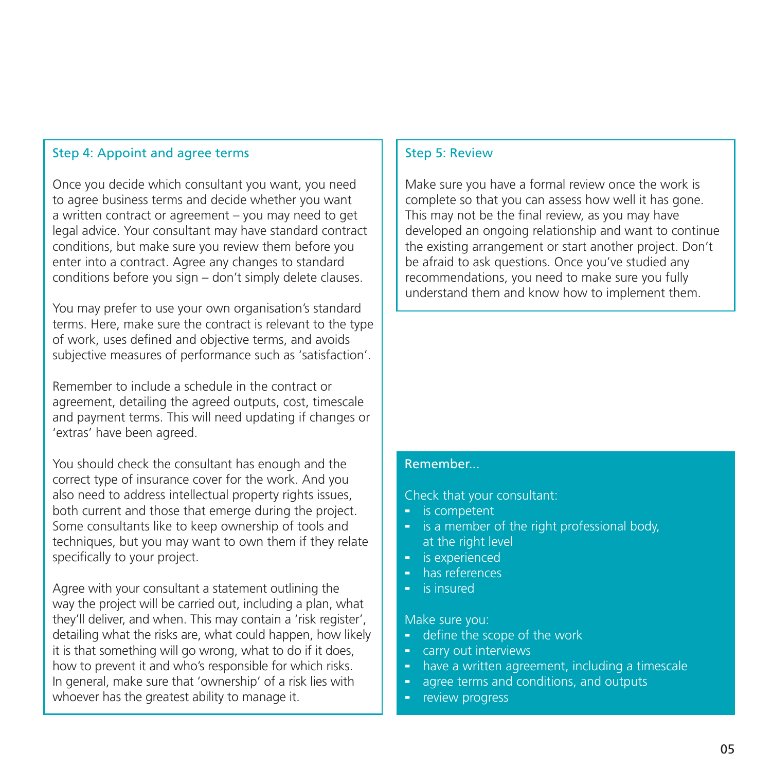### Step 4: Appoint and agree terms

Once you decide which consultant you want, you need to agree business terms and decide whether you want a written contract or agreement – you may need to get legal advice. Your consultant may have standard contract conditions, but make sure you review them before you enter into a contract. Agree any changes to standard conditions before you sign – don't simply delete clauses.

You may prefer to use your own organisation's standard terms. Here, make sure the contract is relevant to the type of work, uses defined and objective terms, and avoids subjective measures of performance such as 'satisfaction'.

Remember to include a schedule in the contract or agreement, detailing the agreed outputs, cost, timescale and payment terms. This will need updating if changes or 'extras' have been agreed.

You should check the consultant has enough and the correct type of insurance cover for the work. And you also need to address intellectual property rights issues, both current and those that emerge during the project. Some consultants like to keep ownership of tools and techniques, but you may want to own them if they relate specifically to your project.

Agree with your consultant a statement outlining the way the project will be carried out, including a plan, what they'll deliver, and when. This may contain a 'risk register', detailing what the risks are, what could happen, how likely it is that something will go wrong, what to do if it does, how to prevent it and who's responsible for which risks. In general, make sure that 'ownership' of a risk lies with whoever has the greatest ability to manage it.

### Step 5: Review

Make sure you have a formal review once the work is complete so that you can assess how well it has gone. This may not be the final review, as you may have developed an ongoing relationship and want to continue the existing arrangement or start another project. Don't be afraid to ask questions. Once you've studied any recommendations, you need to make sure you fully understand them and know how to implement them.

### Remember...

Check that your consultant:

- is competent
- is a member of the right professional body, at the right level
- is experienced
- has references
- is insured

Make sure you:

- define the scope of the work
- carry out interviews
- have a written agreement, including a timescale
- agree terms and conditions, and outputs
- review progress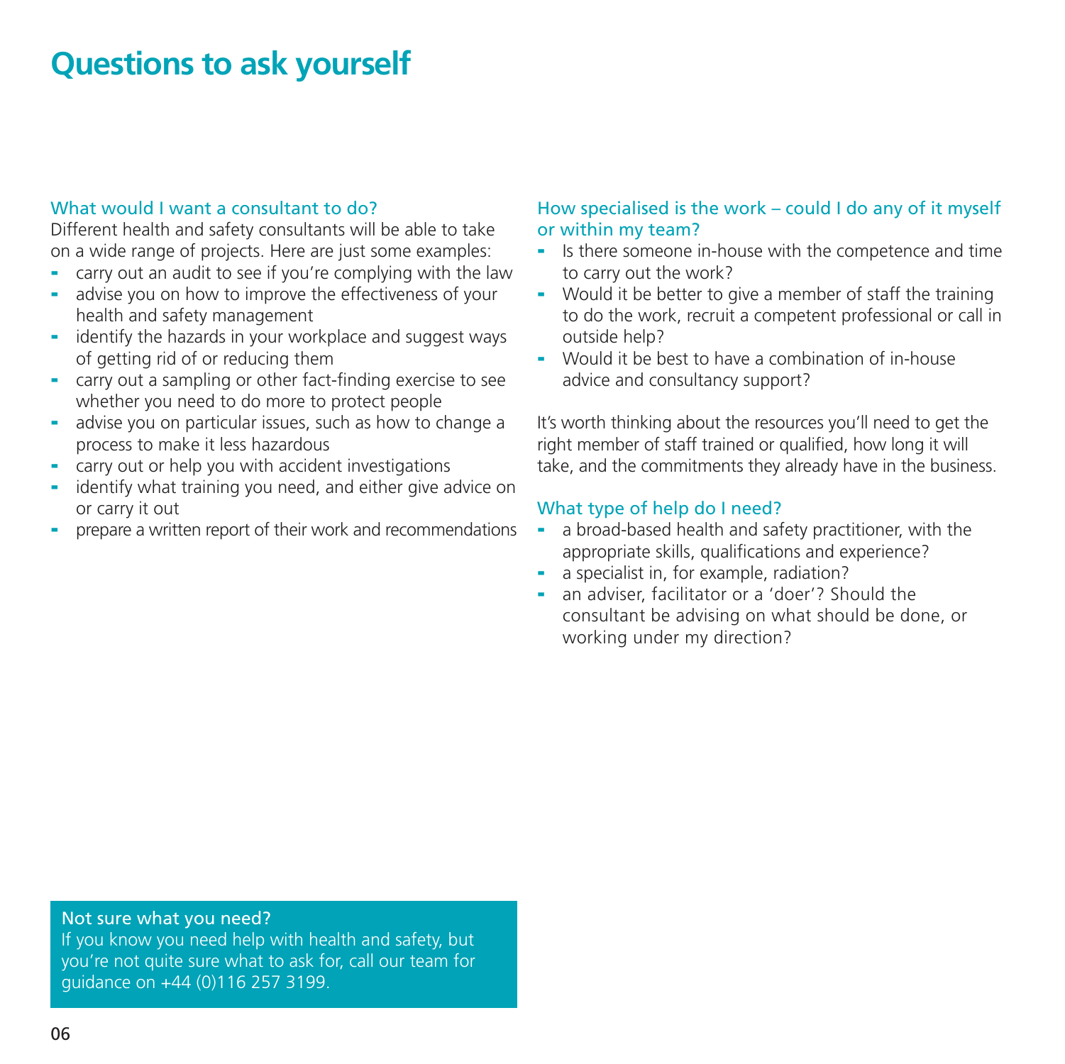# Questions to ask yourself

### What would I want a consultant to do?

Different health and safety consultants will be able to take on a wide range of projects. Here are just some examples:

- carry out an audit to see if you're complying with the law
- advise you on how to improve the effectiveness of your health and safety management
- identify the hazards in your workplace and suggest ways of getting rid of or reducing them
- carry out a sampling or other fact-finding exercise to see whether you need to do more to protect people
- advise you on particular issues, such as how to change a process to make it less hazardous
- carry out or help you with accident investigations
- identify what training you need, and either give advice on or carry it out
- prepare a written report of their work and recommendations

### How specialised is the work – could I do any of it myself or within my team?

- Is there someone in-house with the competence and time to carry out the work?
- Would it be better to give a member of staff the training to do the work, recruit a competent professional or call in outside help?
- Would it be best to have a combination of in-house advice and consultancy support?

It's worth thinking about the resources you'll need to get the right member of staff trained or qualified, how long it will take, and the commitments they already have in the business.

### What type of help do I need?

- a broad-based health and safety practitioner, with the appropriate skills, qualifications and experience?
- a specialist in, for example, radiation?
- an adviser, facilitator or a 'doer'? Should the consultant be advising on what should be done, or working under my direction?

### Not sure what you need?

If you know you need help with health and safety, but you're not quite sure what to ask for, call our team for guidance on +44 (0)116 257 3199.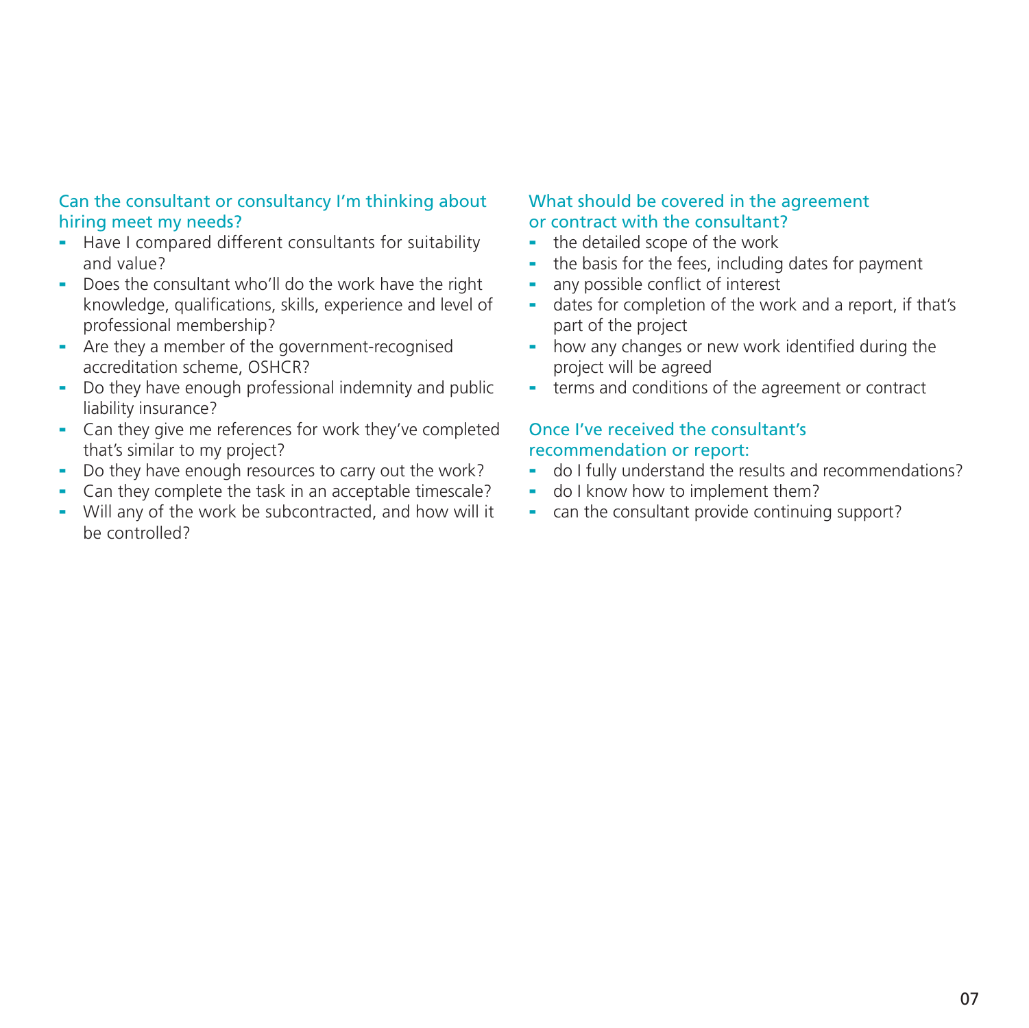### Can the consultant or consultancy I'm thinking about hiring meet my needs?

- Have I compared different consultants for suitability and value?
- Does the consultant who'll do the work have the right knowledge, qualifications, skills, experience and level of professional membership?
- Are they a member of the government-recognised accreditation scheme, OSHCR?
- Do they have enough professional indemnity and public liability insurance?
- Can they give me references for work they've completed that's similar to my project?
- Do they have enough resources to carry out the work?
- Can they complete the task in an acceptable timescale?
- Will any of the work be subcontracted, and how will it be controlled?

### What should be covered in the agreement or contract with the consultant?

- the detailed scope of the work
- the basis for the fees, including dates for payment
- any possible conflict of interest
- dates for completion of the work and a report, if that's part of the project
- how any changes or new work identified during the project will be agreed
- terms and conditions of the agreement or contract

### Once I've received the consultant's recommendation or report:

- do I fully understand the results and recommendations?
- do I know how to implement them?
- can the consultant provide continuing support?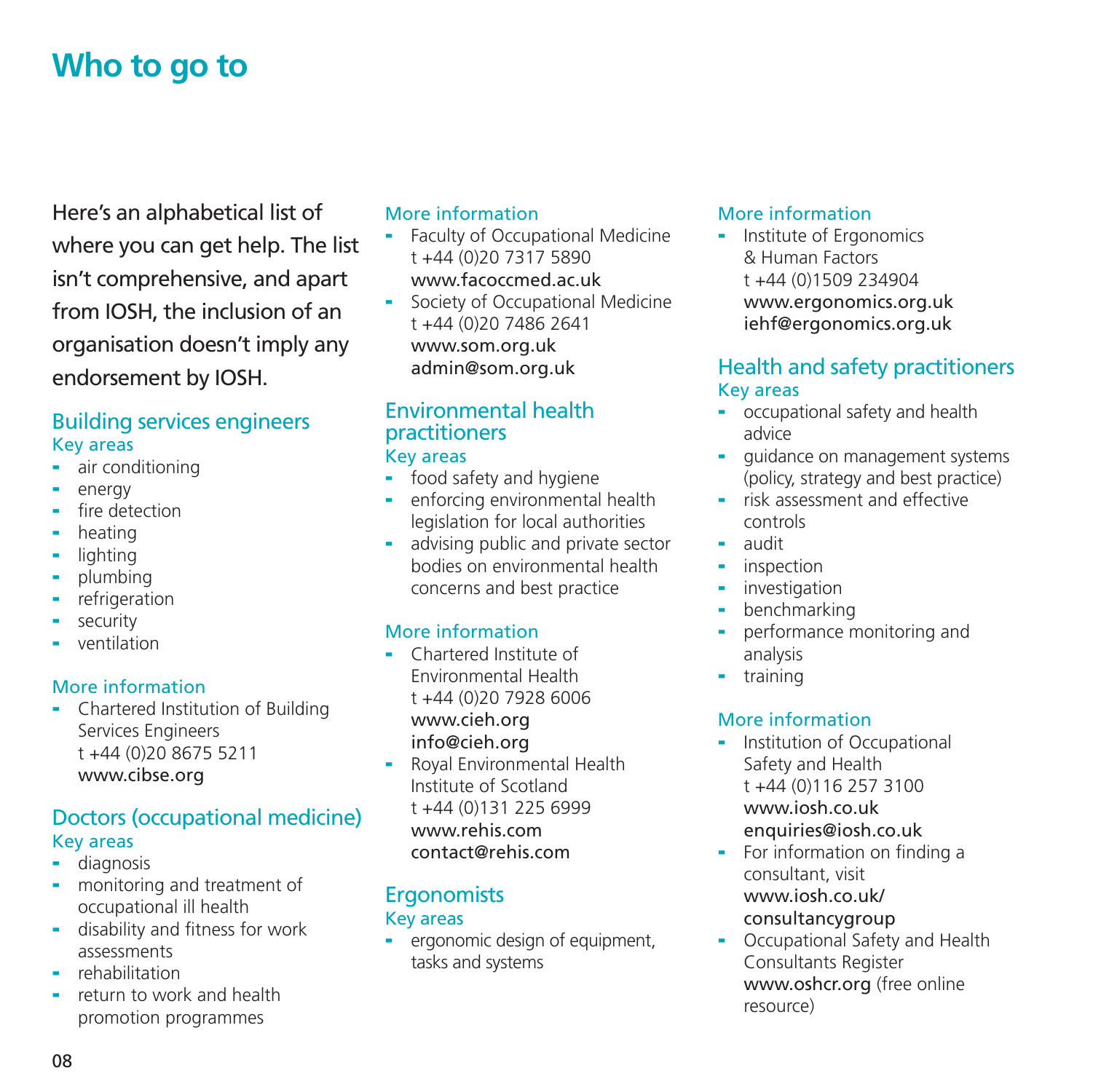# Who to go to

Here's an alphabetical list of where you can get help. The list isn't comprehensive, and apart from IOSH, the inclusion of an organisation doesn't imply any endorsement by IOSH.

## Building services engineers

### Key areas

- air conditioning
- energy
- fire detection
- heating
- lighting
- plumbing
- refrigeration
- security
- ventilation

### More information

- Chartered Institution of Building Services Engineers
  t +44 (0)20 8675 5211
  www.cibse.org

## Doctors (occupational medicine)

### Key areas

- diagnosis
- monitoring and treatment of occupational ill health
- disability and fitness for work assessments
- rehabilitation
- return to work and health promotion programmes

### More information

- Faculty of Occupational Medicine
  t +44 (0)20 7317 5890
  www.facoccmed.ac.uk
- Society of Occupational Medicine
  t +44 (0)20 7486 2641
  www.som.org.uk
  admin@som.org.uk

## Environmental health practitioners

### Key areas

- food safety and hygiene
- enforcing environmental health legislation for local authorities
- advising public and private sector bodies on environmental health concerns and best practice

### More information

- Chartered Institute of Environmental Health
  t +44 (0)20 7928 6006
  www.cieh.org
  info@cieh.org
- Royal Environmental Health Institute of Scotland
  t +44 (0)131 225 6999
  www.rehis.com
  contact@rehis.com

## Ergonomists

### Key areas

- ergonomic design of equipment, tasks and systems

### More information

- Institute of Ergonomics & Human Factors
  t +44 (0)1509 234904
  www.ergonomics.org.uk
  iehf@ergonomics.org.uk

## Health and safety practitioners

### Key areas

- occupational safety and health advice
- guidance on management systems (policy, strategy and best practice)
- risk assessment and effective controls
- audit
- inspection
- investigation
- benchmarking
- performance monitoring and analysis
- training

### More information

- Institution of Occupational Safety and Health
  t +44 (0)116 257 3100
  www.iosh.co.uk
  enquiries@iosh.co.uk
- For information on finding a consultant, visit www.iosh.co.uk/consultancygroup
- Occupational Safety and Health Consultants Register
  www.oshcr.org (free online resource)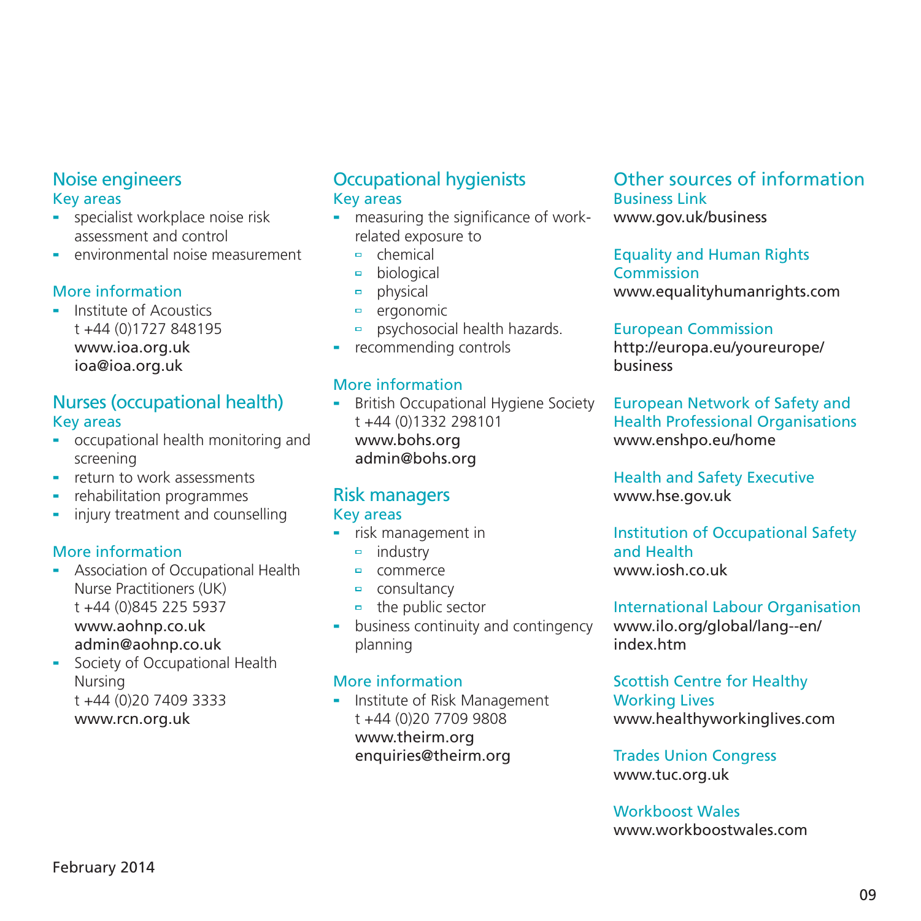## Noise engineers

### Key areas

- specialist workplace noise risk assessment and control
- environmental noise measurement

### More information

- Institute of Acoustics
  t +44 (0)1727 848195
  www.ioa.org.uk
  ioa@ioa.org.uk

## Nurses (occupational health)

### Key areas

- occupational health monitoring and screening
- return to work assessments
- rehabilitation programmes
- injury treatment and counselling

### More information

- Association of Occupational Health Nurse Practitioners (UK)
  t +44 (0)845 225 5937
  www.aohnp.co.uk
  admin@aohnp.co.uk
- Society of Occupational Health Nursing
  t +44 (0)20 7409 3333
  www.rcn.org.uk

## Occupational hygienists

### Key areas

- measuring the significance of work-related exposure to
  - chemical
  - biological
  - physical
  - ergonomic
  - psychosocial health hazards.
- recommending controls

### More information

- British Occupational Hygiene Society
  t +44 (0)1332 298101
  www.bohs.org
  admin@bohs.org

## Risk managers

### Key areas

- risk management in
  - industry
  - commerce
  - consultancy
  - the public sector
- business continuity and contingency planning

### More information

- Institute of Risk Management
  t +44 (0)20 7709 9808
  www.theirm.org
  enquiries@theirm.org

## Other sources of information

**Business Link**
www.gov.uk/business

**Equality and Human Rights Commission**
www.equalityhumanrights.com

**European Commission**
http://europa.eu/youreurope/business

**European Network of Safety and Health Professional Organisations**
www.enshpo.eu/home

**Health and Safety Executive**
www.hse.gov.uk

**Institution of Occupational Safety and Health**
www.iosh.co.uk

**International Labour Organisation**
www.ilo.org/global/lang--en/index.htm

**Scottish Centre for Healthy Working Lives**
www.healthyworkinglives.com

**Trades Union Congress**
www.tuc.org.uk

**Workboost Wales**
www.workboostwales.com

February 2014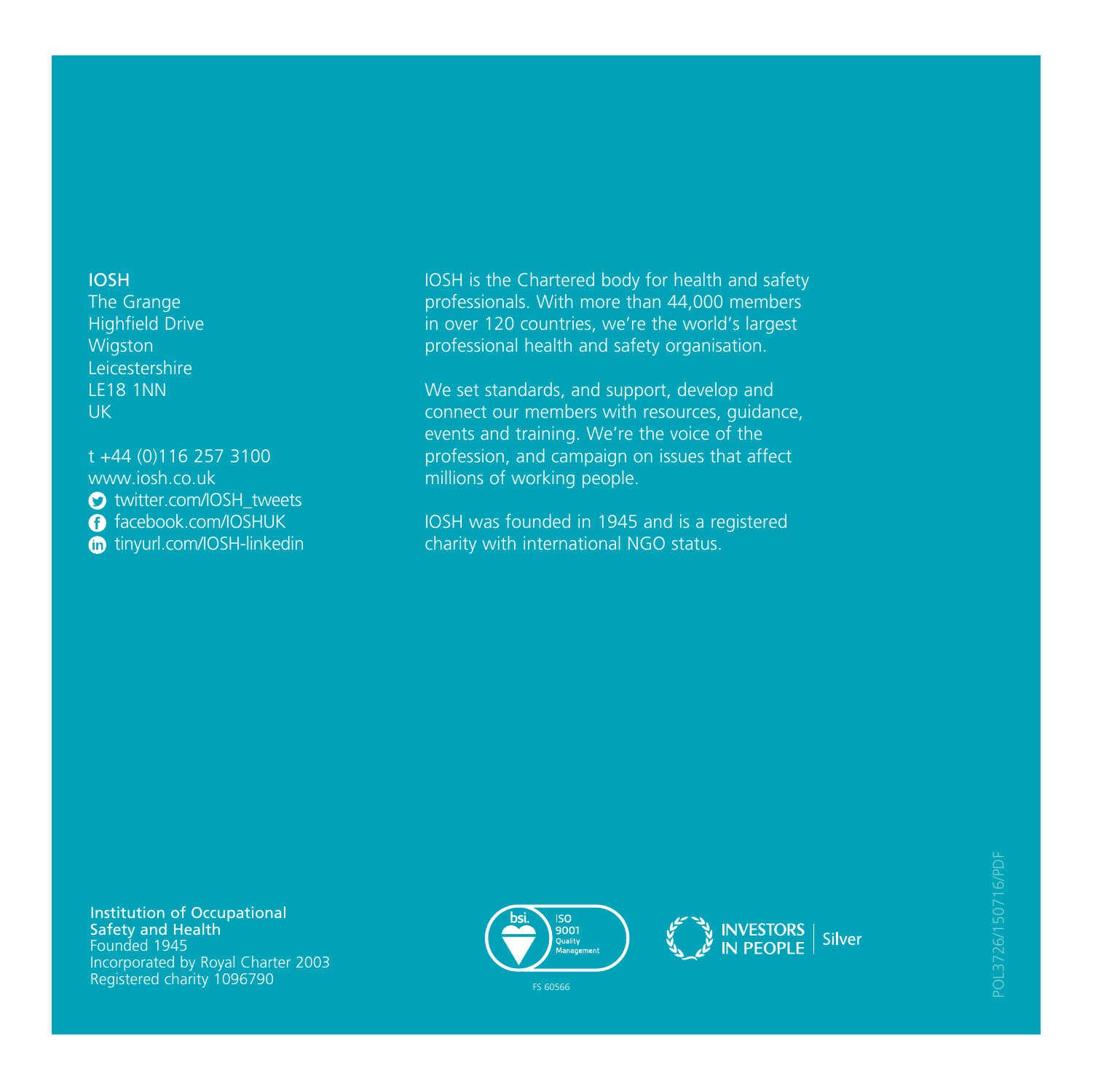**IOSH**
The Grange
Highfield Drive
Wigston
Leicestershire
LE18 1NN
UK

t +44 (0)116 257 3100
www.iosh.co.uk
twitter.com/IOSH_tweets
facebook.com/IOSHUK
tinyurl.com/IOSH-linkedin

IOSH is the Chartered body for health and safety professionals. With more than 44,000 members in over 120 countries, we're the world's largest professional health and safety organisation.

We set standards, and support, develop and connect our members with resources, guidance, events and training. We're the voice of the profession, and campaign on issues that affect millions of working people.

IOSH was founded in 1945 and is a registered charity with international NGO status.

**Institution of Occupational Safety and Health**
Founded 1945
Incorporated by Royal Charter 2003
Registered charity 1096790

bsi. ISO 9001 Quality Management
FS 60566

INVESTORS IN PEOPLE | Silver

POL3726/150716/PDF